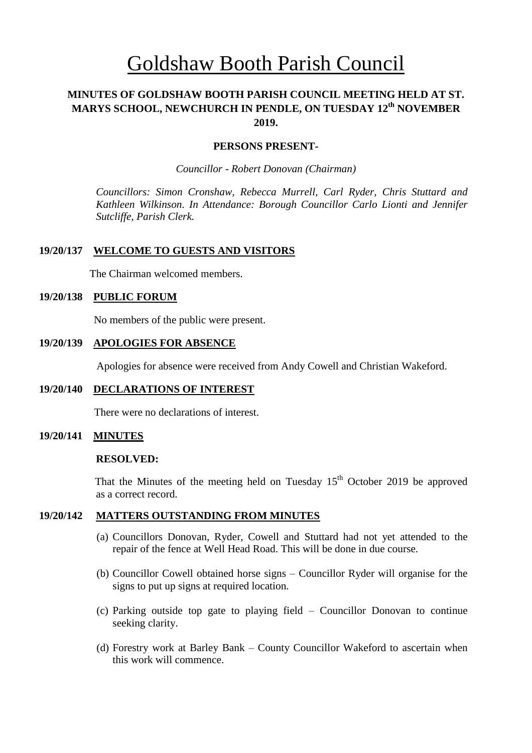# Goldshaw Booth Parish Council

**MINUTES OF GOLDSHAW BOOTH PARISH COUNCIL MEETING HELD AT ST. MARYS SCHOOL, NEWCHURCH IN PENDLE, ON TUESDAY 12th NOVEMBER 2019.**

**PERSONS PRESENT-**

*Councillor - Robert Donovan (Chairman)*

*Councillors: Simon Cronshaw, Rebecca Murrell, Carl Ryder, Chris Stuttard and Kathleen Wilkinson. In Attendance: Borough Councillor Carlo Lionti and Jennifer Sutcliffe, Parish Clerk.*

**19/20/137 WELCOME TO GUESTS AND VISITORS**

The Chairman welcomed members.

**19/20/138 PUBLIC FORUM**

No members of the public were present.

**19/20/139 APOLOGIES FOR ABSENCE**

Apologies for absence were received from Andy Cowell and Christian Wakeford.

**19/20/140 DECLARATIONS OF INTEREST**

There were no declarations of interest.

**19/20/141 MINUTES**

**RESOLVED:**

That the Minutes of the meeting held on Tuesday 15th October 2019 be approved as a correct record.

**19/20/142 MATTERS OUTSTANDING FROM MINUTES**

(a) Councillors Donovan, Ryder, Cowell and Stuttard had not yet attended to the repair of the fence at Well Head Road. This will be done in due course.

(b) Councillor Cowell obtained horse signs – Councillor Ryder will organise for the signs to put up signs at required location.

(c) Parking outside top gate to playing field – Councillor Donovan to continue seeking clarity.

(d) Forestry work at Barley Bank – County Councillor Wakeford to ascertain when this work will commence.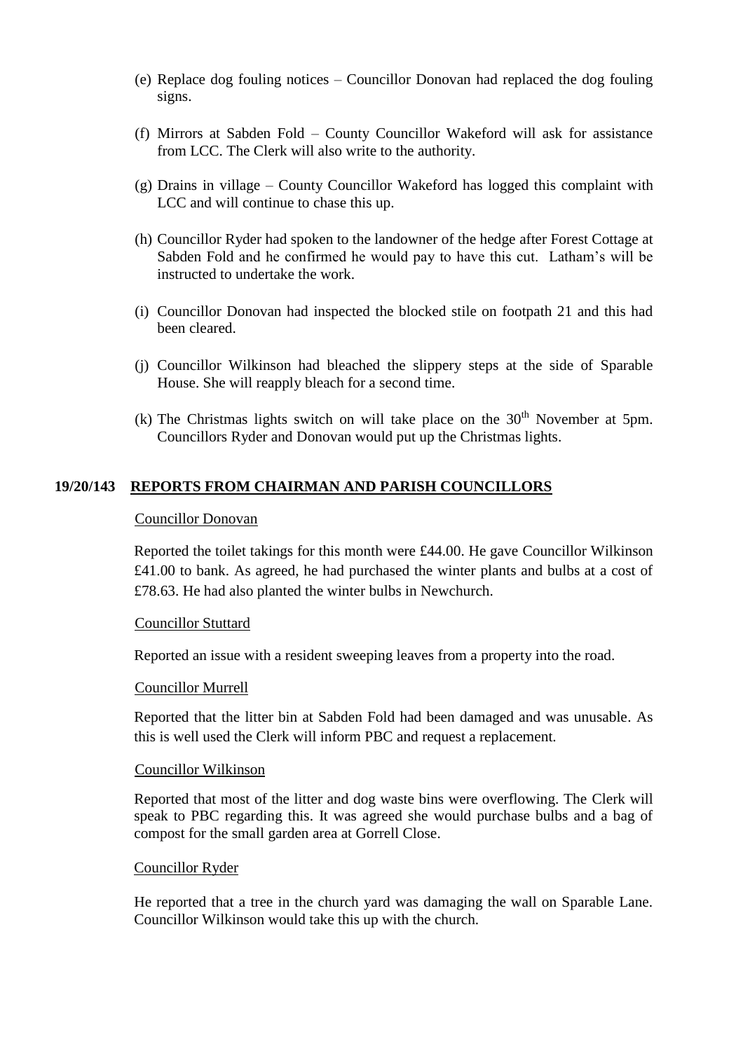(e) Replace dog fouling notices – Councillor Donovan had replaced the dog fouling signs.

(f) Mirrors at Sabden Fold – County Councillor Wakeford will ask for assistance from LCC. The Clerk will also write to the authority.

(g) Drains in village – County Councillor Wakeford has logged this complaint with LCC and will continue to chase this up.

(h) Councillor Ryder had spoken to the landowner of the hedge after Forest Cottage at Sabden Fold and he confirmed he would pay to have this cut. Latham's will be instructed to undertake the work.

(i) Councillor Donovan had inspected the blocked stile on footpath 21 and this had been cleared.

(j) Councillor Wilkinson had bleached the slippery steps at the side of Sparable House. She will reapply bleach for a second time.

(k) The Christmas lights switch on will take place on the 30th November at 5pm. Councillors Ryder and Donovan would put up the Christmas lights.

## 19/20/143 REPORTS FROM CHAIRMAN AND PARISH COUNCILLORS

Councillor Donovan

Reported the toilet takings for this month were £44.00. He gave Councillor Wilkinson £41.00 to bank. As agreed, he had purchased the winter plants and bulbs at a cost of £78.63. He had also planted the winter bulbs in Newchurch.

Councillor Stuttard

Reported an issue with a resident sweeping leaves from a property into the road.

Councillor Murrell

Reported that the litter bin at Sabden Fold had been damaged and was unusable. As this is well used the Clerk will inform PBC and request a replacement.

Councillor Wilkinson

Reported that most of the litter and dog waste bins were overflowing. The Clerk will speak to PBC regarding this. It was agreed she would purchase bulbs and a bag of compost for the small garden area at Gorrell Close.

Councillor Ryder

He reported that a tree in the church yard was damaging the wall on Sparable Lane. Councillor Wilkinson would take this up with the church.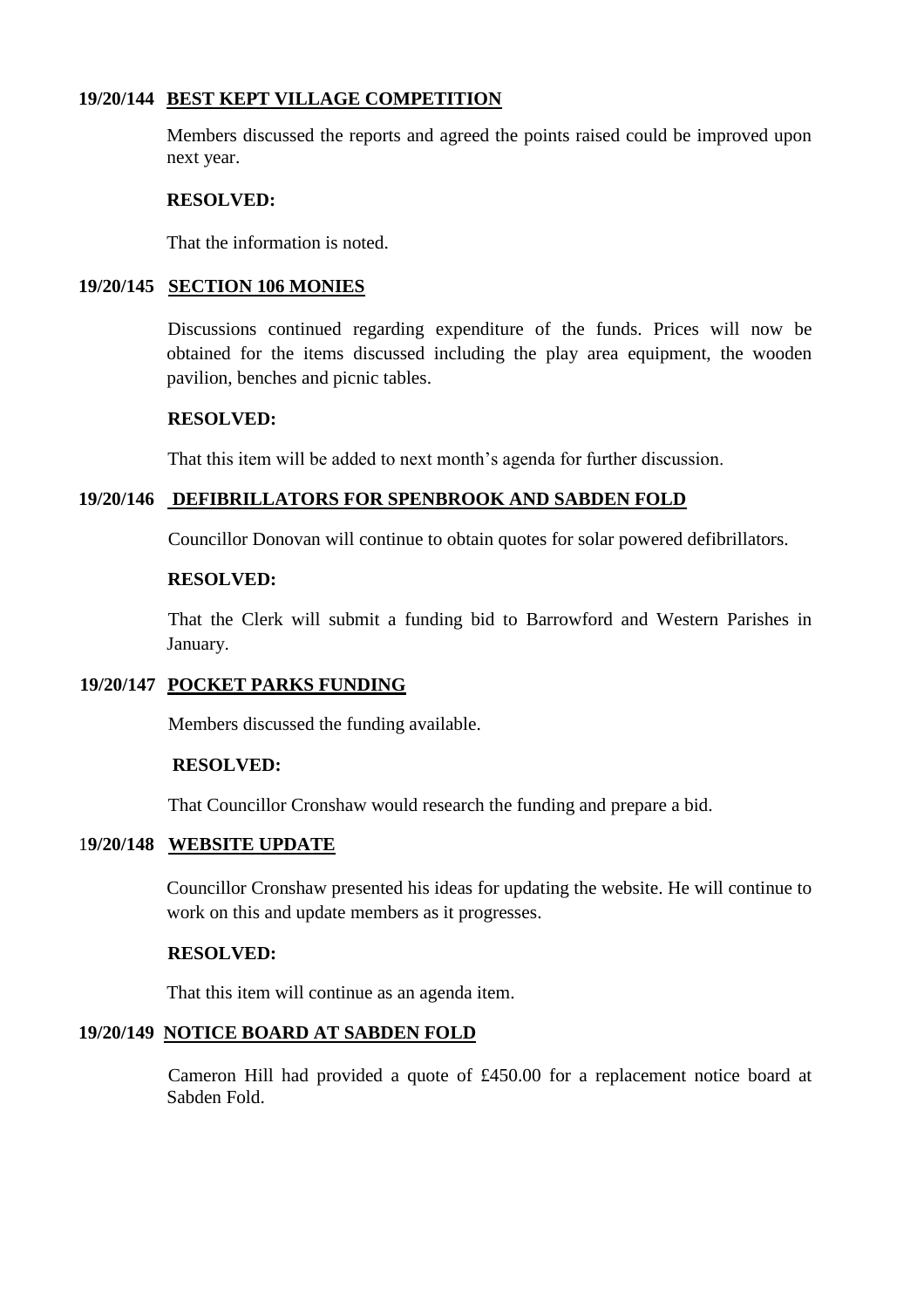**19/20/144 BEST KEPT VILLAGE COMPETITION**

Members discussed the reports and agreed the points raised could be improved upon next year.

**RESOLVED:**

That the information is noted.

**19/20/145 SECTION 106 MONIES**

Discussions continued regarding expenditure of the funds. Prices will now be obtained for the items discussed including the play area equipment, the wooden pavilion, benches and picnic tables.

**RESOLVED:**

That this item will be added to next month's agenda for further discussion.

**19/20/146 DEFIBRILLATORS FOR SPENBROOK AND SABDEN FOLD**

Councillor Donovan will continue to obtain quotes for solar powered defibrillators.

**RESOLVED:**

That the Clerk will submit a funding bid to Barrowford and Western Parishes in January.

**19/20/147 POCKET PARKS FUNDING**

Members discussed the funding available.

**RESOLVED:**

That Councillor Cronshaw would research the funding and prepare a bid.

**19/20/148 WEBSITE UPDATE**

Councillor Cronshaw presented his ideas for updating the website. He will continue to work on this and update members as it progresses.

**RESOLVED:**

That this item will continue as an agenda item.

**19/20/149 NOTICE BOARD AT SABDEN FOLD**

Cameron Hill had provided a quote of £450.00 for a replacement notice board at Sabden Fold.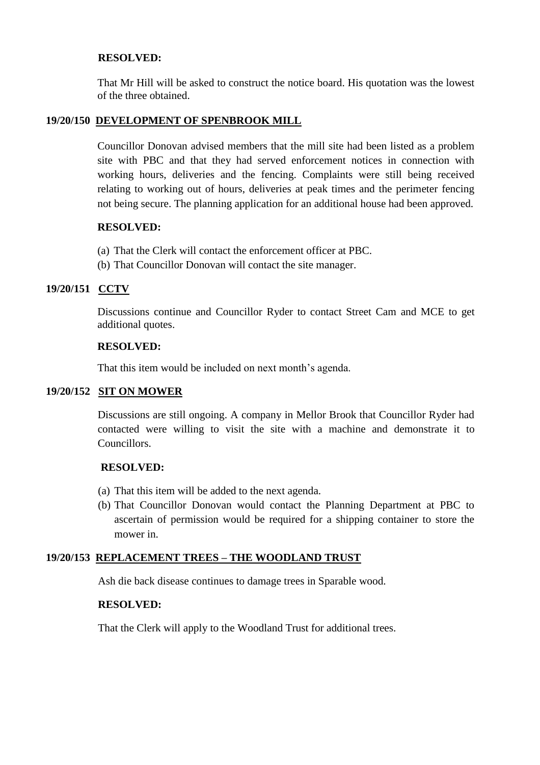**RESOLVED:**

That Mr Hill will be asked to construct the notice board. His quotation was the lowest of the three obtained.

### 19/20/150 DEVELOPMENT OF SPENBROOK MILL

Councillor Donovan advised members that the mill site had been listed as a problem site with PBC and that they had served enforcement notices in connection with working hours, deliveries and the fencing. Complaints were still being received relating to working out of hours, deliveries at peak times and the perimeter fencing not being secure. The planning application for an additional house had been approved.

**RESOLVED:**

(a) That the Clerk will contact the enforcement officer at PBC.
(b) That Councillor Donovan will contact the site manager.

### 19/20/151 CCTV

Discussions continue and Councillor Ryder to contact Street Cam and MCE to get additional quotes.

**RESOLVED:**

That this item would be included on next month's agenda.

### 19/20/152 SIT ON MOWER

Discussions are still ongoing. A company in Mellor Brook that Councillor Ryder had contacted were willing to visit the site with a machine and demonstrate it to Councillors.

**RESOLVED:**

(a) That this item will be added to the next agenda.
(b) That Councillor Donovan would contact the Planning Department at PBC to ascertain of permission would be required for a shipping container to store the mower in.

### 19/20/153 REPLACEMENT TREES – THE WOODLAND TRUST

Ash die back disease continues to damage trees in Sparable wood.

**RESOLVED:**

That the Clerk will apply to the Woodland Trust for additional trees.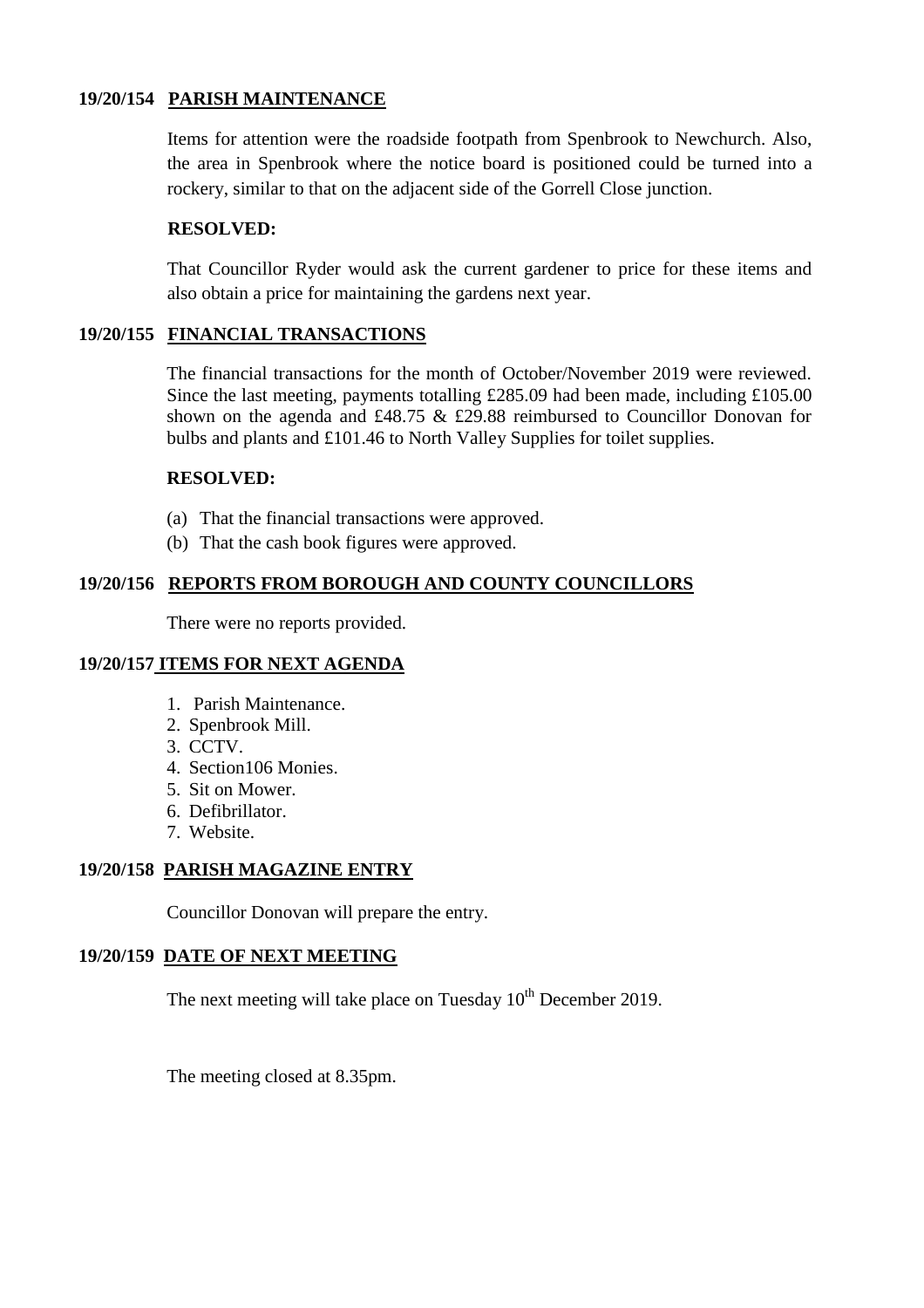**19/20/154 PARISH MAINTENANCE**

Items for attention were the roadside footpath from Spenbrook to Newchurch. Also, the area in Spenbrook where the notice board is positioned could be turned into a rockery, similar to that on the adjacent side of the Gorrell Close junction.

**RESOLVED:**

That Councillor Ryder would ask the current gardener to price for these items and also obtain a price for maintaining the gardens next year.

**19/20/155 FINANCIAL TRANSACTIONS**

The financial transactions for the month of October/November 2019 were reviewed. Since the last meeting, payments totalling £285.09 had been made, including £105.00 shown on the agenda and £48.75 & £29.88 reimbursed to Councillor Donovan for bulbs and plants and £101.46 to North Valley Supplies for toilet supplies.

**RESOLVED:**

(a) That the financial transactions were approved.
(b) That the cash book figures were approved.

**19/20/156 REPORTS FROM BOROUGH AND COUNTY COUNCILLORS**

There were no reports provided.

**19/20/157 ITEMS FOR NEXT AGENDA**

1. Parish Maintenance.
2. Spenbrook Mill.
3. CCTV.
4. Section106 Monies.
5. Sit on Mower.
6. Defibrillator.
7. Website.

**19/20/158 PARISH MAGAZINE ENTRY**

Councillor Donovan will prepare the entry.

**19/20/159 DATE OF NEXT MEETING**

The next meeting will take place on Tuesday 10th December 2019.

The meeting closed at 8.35pm.